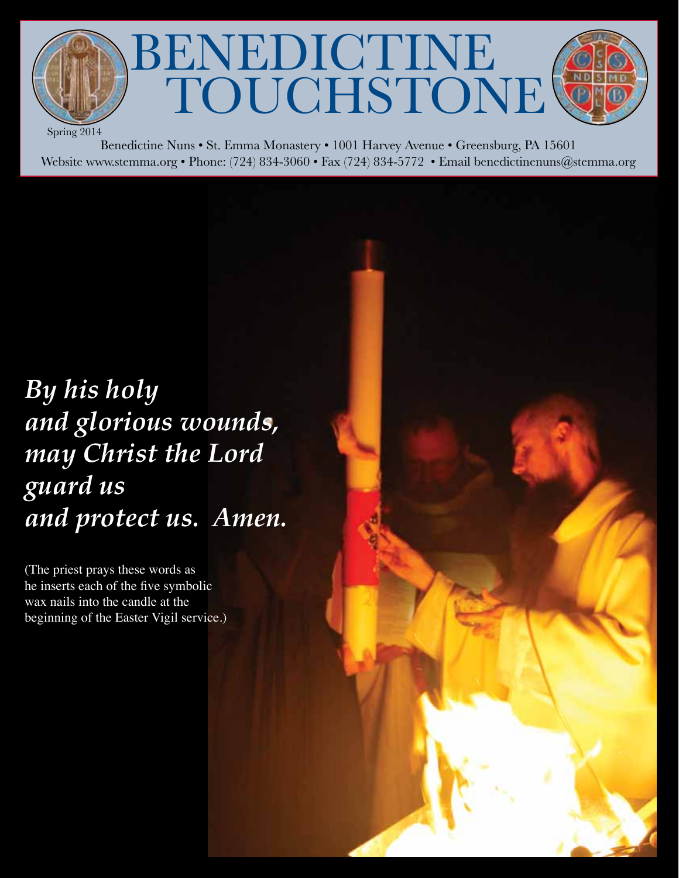# BENEDICTINE TOUCHSTONE

Spring 2014

Benedictine Nuns • St. Emma Monastery • 1001 Harvey Avenue • Greensburg, PA 15601
Website www.stemma.org • Phone: (724) 834-3060 • Fax (724) 834-5772 • Email benedictinenuns@stemma.org

***By his holy and glorious wounds, may Christ the Lord guard us and protect us. Amen.***

(The priest prays these words as he inserts each of the five symbolic wax nails into the candle at the beginning of the Easter Vigil service.)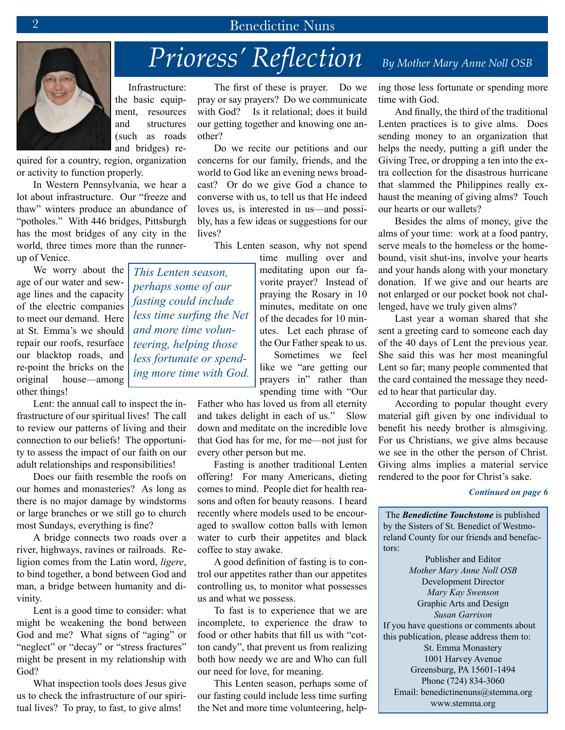# Prioress' Reflection

*By Mother Mary Anne Noll OSB*

Infrastructure: the basic equipment, resources and structures (such as roads and bridges) required for a country, region, organization or activity to function properly.

In Western Pennsylvania, we hear a lot about infrastructure. Our "freeze and thaw" winters produce an abundance of "potholes." With 446 bridges, Pittsburgh has the most bridges of any city in the world, three times more than the runner-up of Venice.

We worry about the age of our water and sewage lines and the capacity of the electric companies to meet our demand. Here at St. Emma's we should repair our roofs, resurface our blacktop roads, and re-point the bricks on the original house—among other things!

Lent: the annual call to inspect the infrastructure of our spiritual lives! The call to review our patterns of living and their connection to our beliefs! The opportunity to assess the impact of our faith on our adult relationships and responsibilities!

Does our faith resemble the roofs on our homes and monasteries? As long as there is no major damage by windstorms or large branches or we still go to church most Sundays, everything is fine?

A bridge connects two roads over a river, highways, ravines or railroads. Religion comes from the Latin word, *ligere*, to bind together, a bond between God and man, a bridge between humanity and divinity.

Lent is a good time to consider: what might be weakening the bond between God and me? What signs of "aging" or "neglect" or "decay" or "stress fractures" might be present in my relationship with God?

What inspection tools does Jesus give us to check the infrastructure of our spiritual lives? To pray, to fast, to give alms!

The first of these is prayer. Do we pray or say prayers? Do we communicate with God? Is it relational; does it build our getting together and knowing one another?

Do we recite our petitions and our concerns for our family, friends, and the world to God like an evening news broadcast? Or do we give God a chance to converse with us, to tell us that He indeed loves us, is interested in us—and possibly, has a few ideas or suggestions for our lives?

This Lenten season, why not spend time mulling over and meditating upon our favorite prayer? Instead of praying the Rosary in 10 minutes, meditate on one of the decades for 10 minutes. Let each phrase of the Our Father speak to us.

*This Lenten season, perhaps some of our fasting could include less time surfing the Net and more time volunteering, helping those less fortunate or spending more time with God.*

Sometimes we feel like we "are getting our prayers in" rather than spending time with "Our Father who has loved us from all eternity and takes delight in each of us." Slow down and meditate on the incredible love that God has for me, for me—not just for every other person but me.

Fasting is another traditional Lenten offering! For many Americans, dieting comes to mind. People diet for health reasons and often for beauty reasons. I heard recently where models used to be encouraged to swallow cotton balls with lemon water to curb their appetites and black coffee to stay awake.

A good definition of fasting is to control our appetites rather than our appetites controlling us, to monitor what possesses us and what we possess.

To fast is to experience that we are incomplete, to experience the draw to food or other habits that fill us with "cotton candy", that prevent us from realizing both how needy we are and Who can full our need for love, for meaning.

This Lenten season, perhaps some of our fasting could include less time surfing the Net and more time volunteering, helping those less fortunate or spending more time with God.

And finally, the third of the traditional Lenten practices is to give alms. Does sending money to an organization that helps the needy, putting a gift under the Giving Tree, or dropping a ten into the extra collection for the disastrous hurricane that slammed the Philippines really exhaust the meaning of giving alms? Touch our hearts or our wallets?

Besides the alms of money, give the alms of your time: work at a food pantry, serve meals to the homeless or the homebound, visit shut-ins, involve your hearts and your hands along with your monetary donation. If we give and our hearts are not enlarged or our pocket book not challenged, have we truly given alms?

Last year a woman shared that she sent a greeting card to someone each day of the 40 days of Lent the previous year. She said this was her most meaningful Lent so far; many people commented that the card contained the message they needed to hear that particular day.

According to popular thought every material gift given by one individual to benefit his needy brother is almsgiving. For us Christians, we give alms because we see in the other the person of Christ. Giving alms implies a material service rendered to the poor for Christ's sake.

***Continued on page 6***

---

The ***Benedictine Touchstone*** is published by the Sisters of St. Benedict of Westmoreland County for our friends and benefactors:

Publisher and Editor
*Mother Mary Anne Noll OSB*
Development Director
*Mary Kay Swenson*
Graphic Arts and Design
*Susan Garrison*

If you have questions or comments about this publication, please address them to:

St. Emma Monastery
1001 Harvey Avenue
Greensburg, PA 15601-1494
Phone (724) 834-3060
Email: benedictinenuns@stemma.org
www.stemma.org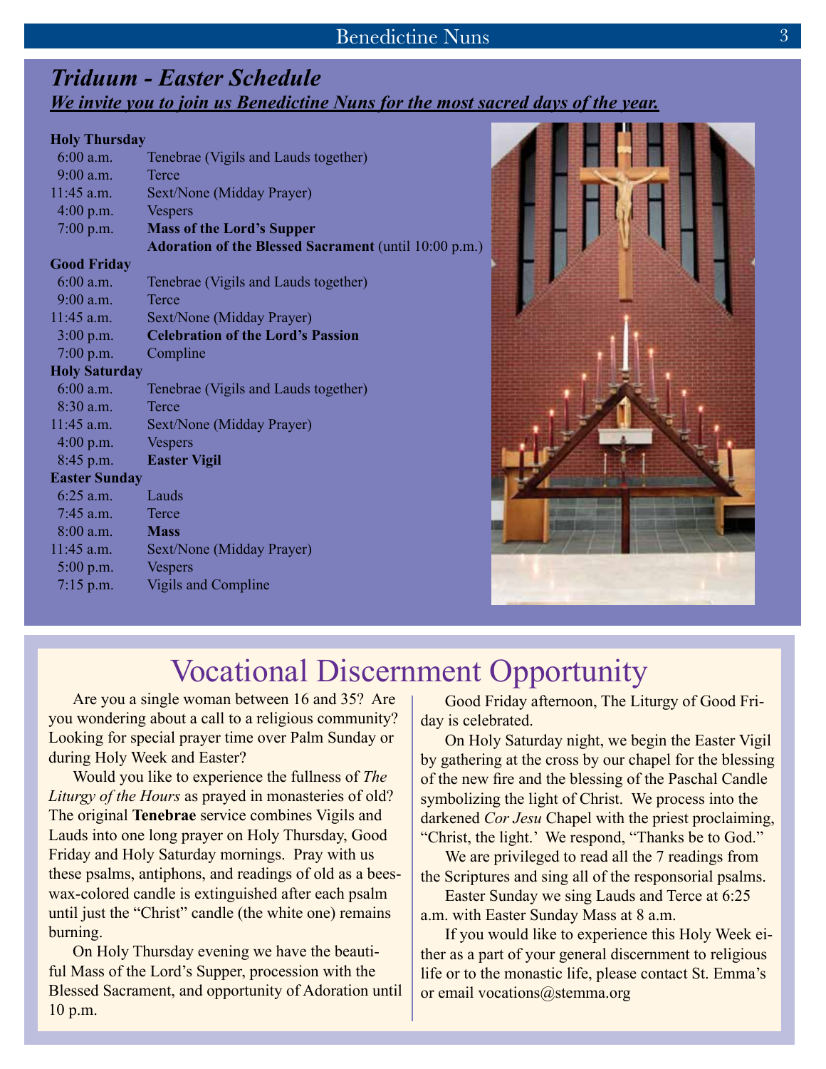## *Triduum - Easter Schedule*

***We invite you to join us Benedictine Nuns for the most sacred days of the year.***

**Holy Thursday**

| | |
|---|---|
| 6:00 a.m. | Tenebrae (Vigils and Lauds together) |
| 9:00 a.m. | Terce |
| 11:45 a.m. | Sext/None (Midday Prayer) |
| 4:00 p.m. | Vespers |
| 7:00 p.m. | **Mass of the Lord's Supper** |
| | **Adoration of the Blessed Sacrament** (until 10:00 p.m.) |

**Good Friday**

| | |
|---|---|
| 6:00 a.m. | Tenebrae (Vigils and Lauds together) |
| 9:00 a.m. | Terce |
| 11:45 a.m. | Sext/None (Midday Prayer) |
| 3:00 p.m. | **Celebration of the Lord's Passion** |
| 7:00 p.m. | Compline |

**Holy Saturday**

| | |
|---|---|
| 6:00 a.m. | Tenebrae (Vigils and Lauds together) |
| 8:30 a.m. | Terce |
| 11:45 a.m. | Sext/None (Midday Prayer) |
| 4:00 p.m. | Vespers |
| 8:45 p.m. | **Easter Vigil** |

**Easter Sunday**

| | |
|---|---|
| 6:25 a.m. | Lauds |
| 7:45 a.m. | Terce |
| 8:00 a.m. | **Mass** |
| 11:45 a.m. | Sext/None (Midday Prayer) |
| 5:00 p.m. | Vespers |
| 7:15 p.m. | Vigils and Compline |

# Vocational Discernment Opportunity

Are you a single woman between 16 and 35? Are you wondering about a call to a religious community? Looking for special prayer time over Palm Sunday or during Holy Week and Easter?

Would you like to experience the fullness of *The Liturgy of the Hours* as prayed in monasteries of old? The original **Tenebrae** service combines Vigils and Lauds into one long prayer on Holy Thursday, Good Friday and Holy Saturday mornings. Pray with us these psalms, antiphons, and readings of old as a beeswax-colored candle is extinguished after each psalm until just the "Christ" candle (the white one) remains burning.

On Holy Thursday evening we have the beautiful Mass of the Lord's Supper, procession with the Blessed Sacrament, and opportunity of Adoration until 10 p.m.

Good Friday afternoon, The Liturgy of Good Friday is celebrated.

On Holy Saturday night, we begin the Easter Vigil by gathering at the cross by our chapel for the blessing of the new fire and the blessing of the Paschal Candle symbolizing the light of Christ. We process into the darkened *Cor Jesu* Chapel with the priest proclaiming, "Christ, the light.' We respond, "Thanks be to God."

We are privileged to read all the 7 readings from the Scriptures and sing all of the responsorial psalms.

Easter Sunday we sing Lauds and Terce at 6:25 a.m. with Easter Sunday Mass at 8 a.m.

If you would like to experience this Holy Week either as a part of your general discernment to religious life or to the monastic life, please contact St. Emma's or email vocations@stemma.org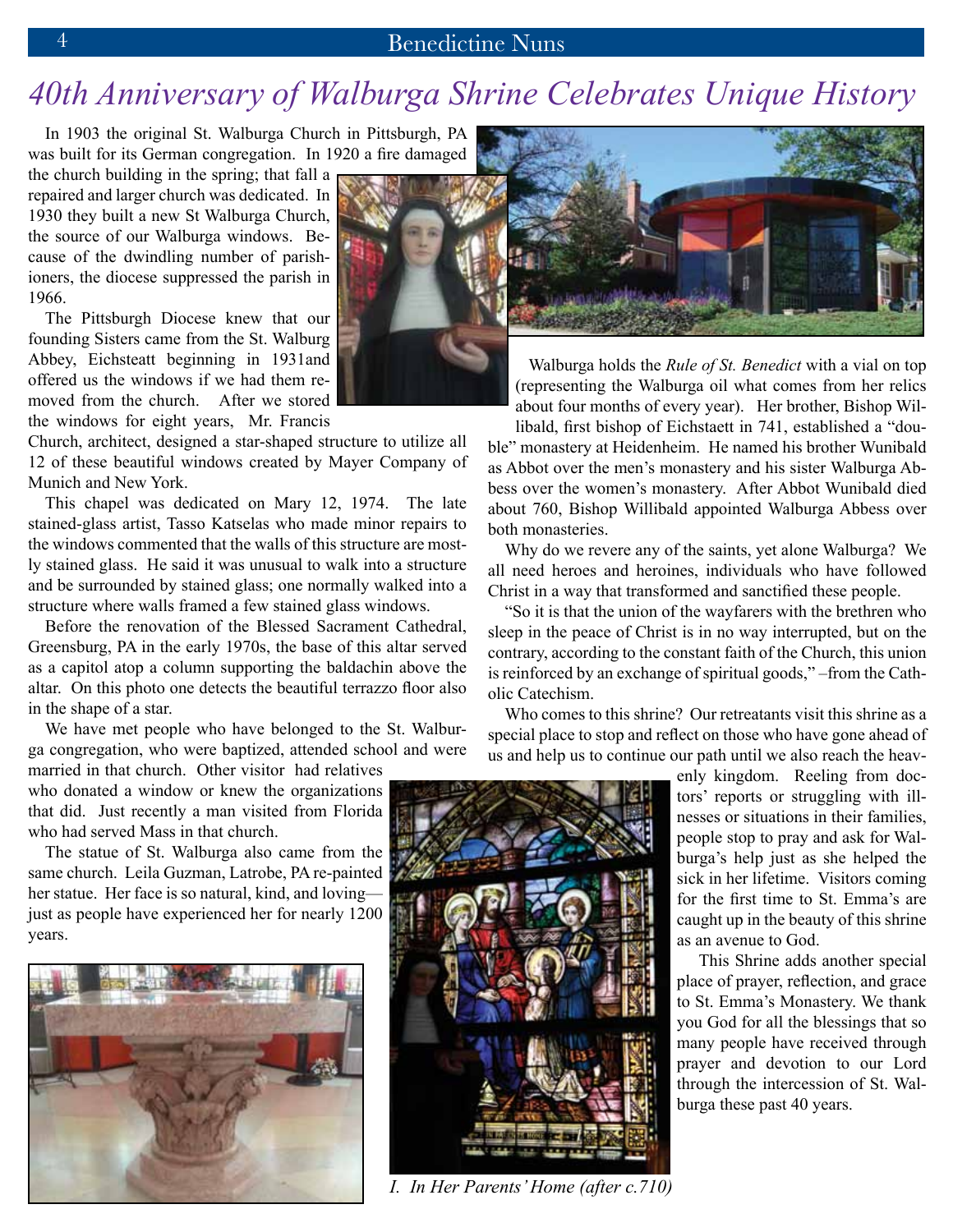# 40th Anniversary of Walburga Shrine Celebrates Unique History

In 1903 the original St. Walburga Church in Pittsburgh, PA was built for its German congregation. In 1920 a fire damaged the church building in the spring; that fall a repaired and larger church was dedicated. In 1930 they built a new St Walburga Church, the source of our Walburga windows. Because of the dwindling number of parishioners, the diocese suppressed the parish in 1966.

The Pittsburgh Diocese knew that our founding Sisters came from the St. Walburg Abbey, Eichsteatt beginning in 1931and offered us the windows if we had them removed from the church. After we stored the windows for eight years, Mr. Francis Church, architect, designed a star-shaped structure to utilize all 12 of these beautiful windows created by Mayer Company of Munich and New York.

This chapel was dedicated on Mary 12, 1974. The late stained-glass artist, Tasso Katselas who made minor repairs to the windows commented that the walls of this structure are mostly stained glass. He said it was unusual to walk into a structure and be surrounded by stained glass; one normally walked into a structure where walls framed a few stained glass windows.

Before the renovation of the Blessed Sacrament Cathedral, Greensburg, PA in the early 1970s, the base of this altar served as a capitol atop a column supporting the baldachin above the altar. On this photo one detects the beautiful terrazzo floor also in the shape of a star.

We have met people who have belonged to the St. Walburga congregation, who were baptized, attended school and were married in that church. Other visitor had relatives who donated a window or knew the organizations that did. Just recently a man visited from Florida who had served Mass in that church.

The statue of St. Walburga also came from the same church. Leila Guzman, Latrobe, PA re-painted her statue. Her face is so natural, kind, and loving—just as people have experienced her for nearly 1200 years.

Walburga holds the *Rule of St. Benedict* with a vial on top (representing the Walburga oil what comes from her relics about four months of every year). Her brother, Bishop Willibald, first bishop of Eichstaett in 741, established a "double" monastery at Heidenheim. He named his brother Wunibald as Abbot over the men's monastery and his sister Walburga Abbess over the women's monastery. After Abbot Wunibald died about 760, Bishop Willibald appointed Walburga Abbess over both monasteries.

Why do we revere any of the saints, yet alone Walburga? We all need heroes and heroines, individuals who have followed Christ in a way that transformed and sanctified these people.

"So it is that the union of the wayfarers with the brethren who sleep in the peace of Christ is in no way interrupted, but on the contrary, according to the constant faith of the Church, this union is reinforced by an exchange of spiritual goods," –from the Catholic Catechism.

Who comes to this shrine? Our retreatants visit this shrine as a special place to stop and reflect on those who have gone ahead of us and help us to continue our path until we also reach the heavenly kingdom. Reeling from doctors' reports or struggling with illnesses or situations in their families, people stop to pray and ask for Walburga's help just as she helped the sick in her lifetime. Visitors coming for the first time to St. Emma's are caught up in the beauty of this shrine as an avenue to God.

This Shrine adds another special place of prayer, reflection, and grace to St. Emma's Monastery. We thank you God for all the blessings that so many people have received through prayer and devotion to our Lord through the intercession of St. Walburga these past 40 years.

*I. In Her Parents' Home (after c.710)*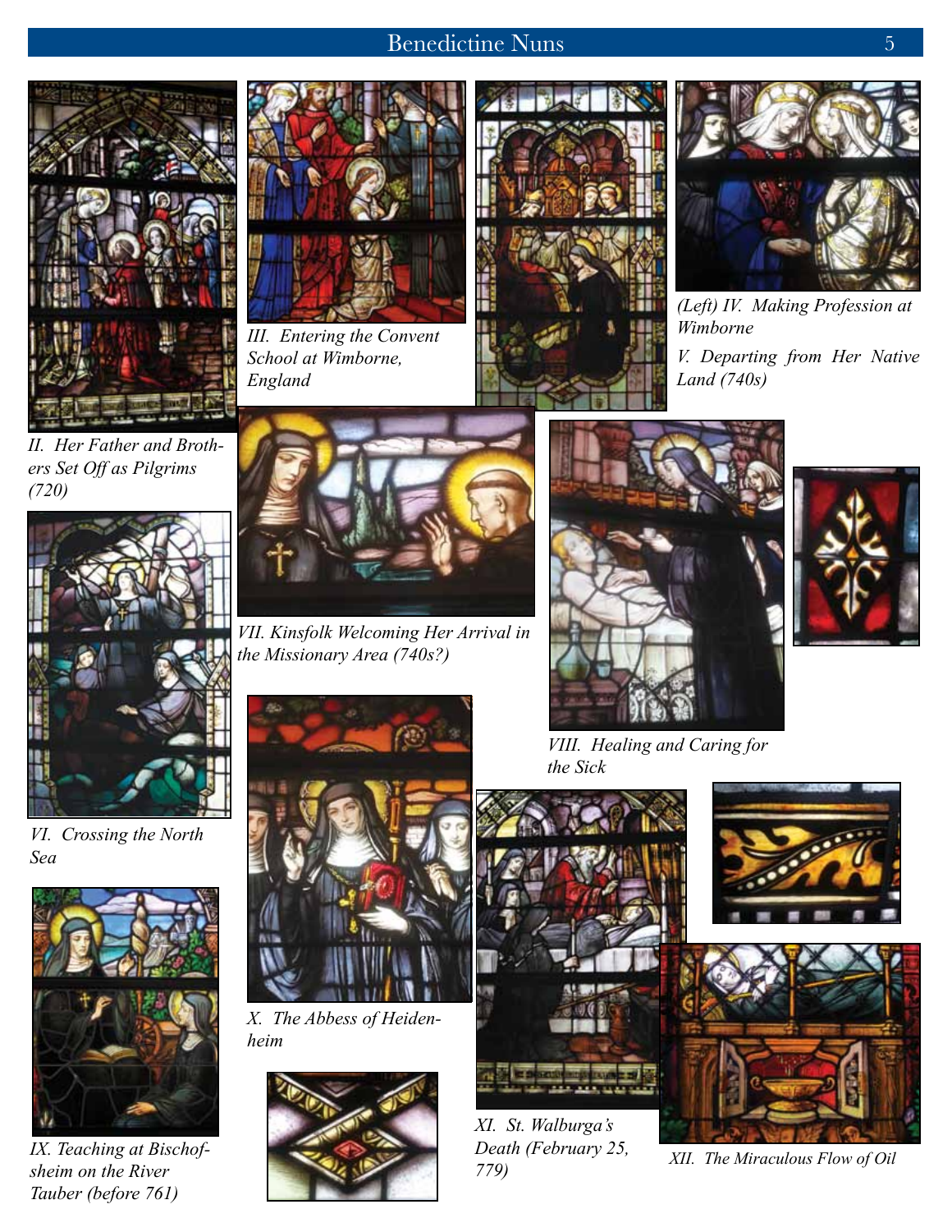II. Her Father and Brothers Set Off as Pilgrims (720)

III. Entering the Convent School at Wimborne, England

(Left) IV. Making Profession at Wimborne

V. Departing from Her Native Land (740s)

VI. Crossing the North Sea

VII. Kinsfolk Welcoming Her Arrival in the Missionary Area (740s?)

VIII. Healing and Caring for the Sick

IX. Teaching at Bischofsheim on the River Tauber (before 761)

X. The Abbess of Heidenheim

XI. St. Walburga's Death (February 25, 779)

XII. The Miraculous Flow of Oil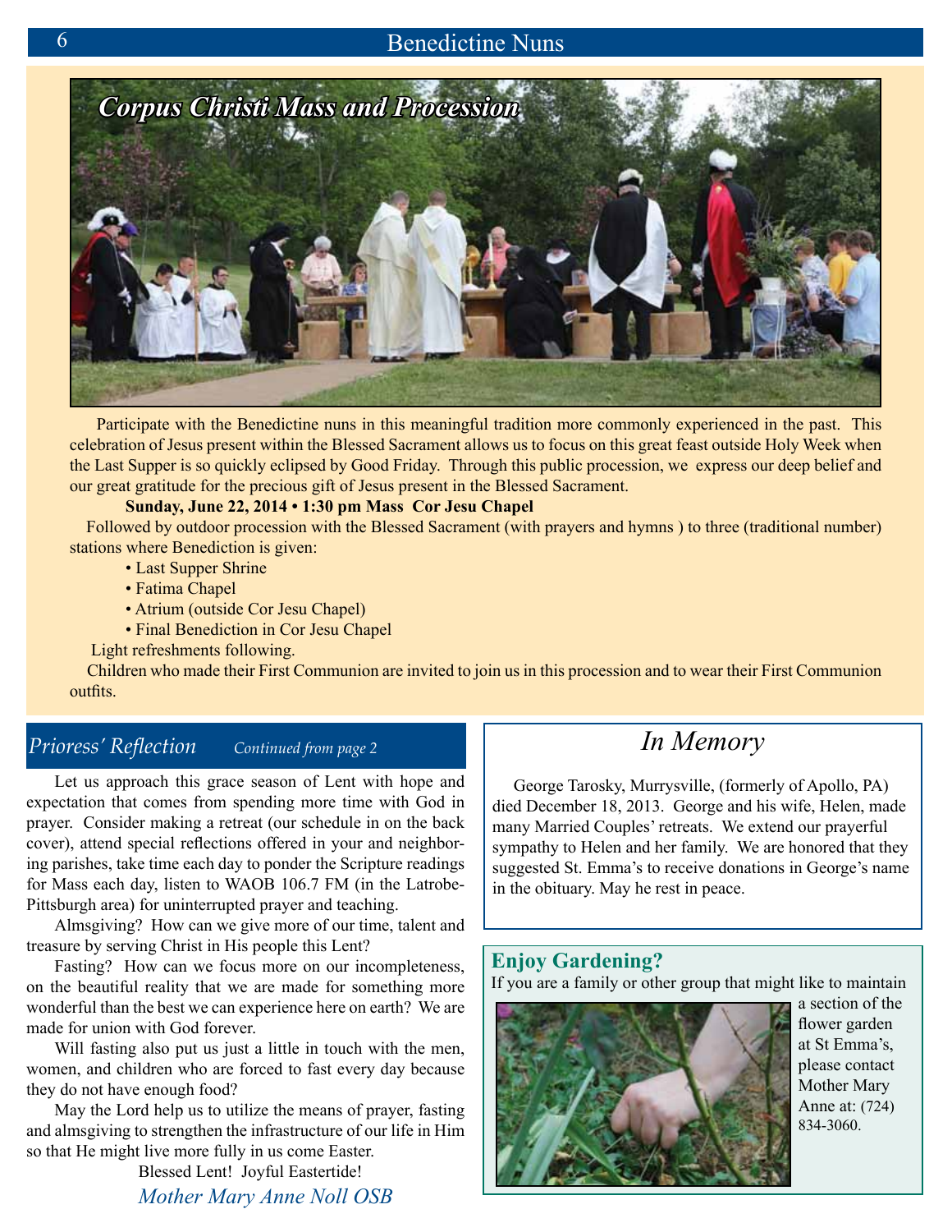## Corpus Christi Mass and Procession

Participate with the Benedictine nuns in this meaningful tradition more commonly experienced in the past. This celebration of Jesus present within the Blessed Sacrament allows us to focus on this great feast outside Holy Week when the Last Supper is so quickly eclipsed by Good Friday. Through this public procession, we express our deep belief and our great gratitude for the precious gift of Jesus present in the Blessed Sacrament.

**Sunday, June 22, 2014 • 1:30 pm Mass Cor Jesu Chapel**

Followed by outdoor procession with the Blessed Sacrament (with prayers and hymns ) to three (traditional number) stations where Benediction is given:

- Last Supper Shrine
- Fatima Chapel
- Atrium (outside Cor Jesu Chapel)
- Final Benediction in Cor Jesu Chapel

Light refreshments following.

Children who made their First Communion are invited to join us in this procession and to wear their First Communion outfits.

## *Prioress' Reflection* *Continued from page 2*

Let us approach this grace season of Lent with hope and expectation that comes from spending more time with God in prayer. Consider making a retreat (our schedule in on the back cover), attend special reflections offered in your and neighboring parishes, take time each day to ponder the Scripture readings for Mass each day, listen to WAOB 106.7 FM (in the Latrobe-Pittsburgh area) for uninterrupted prayer and teaching.

Almsgiving? How can we give more of our time, talent and treasure by serving Christ in His people this Lent?

Fasting? How can we focus more on our incompleteness, on the beautiful reality that we are made for something more wonderful than the best we can experience here on earth? We are made for union with God forever.

Will fasting also put us just a little in touch with the men, women, and children who are forced to fast every day because they do not have enough food?

May the Lord help us to utilize the means of prayer, fasting and almsgiving to strengthen the infrastructure of our life in Him so that He might live more fully in us come Easter.

Blessed Lent! Joyful Eastertide!

*Mother Mary Anne Noll OSB*

## *In Memory*

George Tarosky, Murrysville, (formerly of Apollo, PA) died December 18, 2013. George and his wife, Helen, made many Married Couples' retreats. We extend our prayerful sympathy to Helen and her family. We are honored that they suggested St. Emma's to receive donations in George's name in the obituary. May he rest in peace.

## Enjoy Gardening?

If you are a family or other group that might like to maintain a section of the flower garden at St Emma's, please contact Mother Mary Anne at: (724) 834-3060.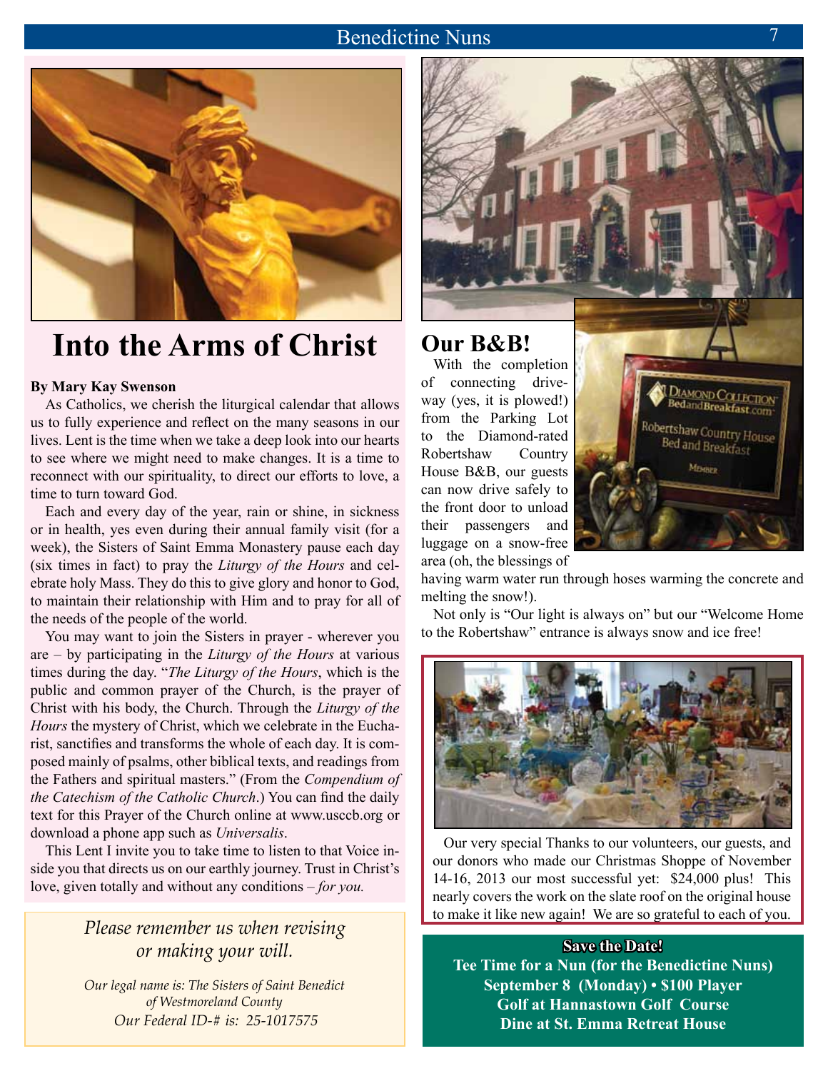# Into the Arms of Christ

**By Mary Kay Swenson**

As Catholics, we cherish the liturgical calendar that allows us to fully experience and reflect on the many seasons in our lives. Lent is the time when we take a deep look into our hearts to see where we might need to make changes. It is a time to reconnect with our spirituality, to direct our efforts to love, a time to turn toward God.

Each and every day of the year, rain or shine, in sickness or in health, yes even during their annual family visit (for a week), the Sisters of Saint Emma Monastery pause each day (six times in fact) to pray the *Liturgy of the Hours* and celebrate holy Mass. They do this to give glory and honor to God, to maintain their relationship with Him and to pray for all of the needs of the people of the world.

You may want to join the Sisters in prayer - wherever you are – by participating in the *Liturgy of the Hours* at various times during the day. "*The Liturgy of the Hours*, which is the public and common prayer of the Church, is the prayer of Christ with his body, the Church. Through the *Liturgy of the Hours* the mystery of Christ, which we celebrate in the Eucharist, sanctifies and transforms the whole of each day. It is composed mainly of psalms, other biblical texts, and readings from the Fathers and spiritual masters." (From the *Compendium of the Catechism of the Catholic Church*.) You can find the daily text for this Prayer of the Church online at www.usccb.org or download a phone app such as *Universalis*.

This Lent I invite you to take time to listen to that Voice inside you that directs us on our earthly journey. Trust in Christ's love, given totally and without any conditions – *for you.*

*Please remember us when revising or making your will.*

*Our legal name is: The Sisters of Saint Benedict of Westmoreland County*
*Our Federal ID-# is: 25-1017575*

# Our B&B!

With the completion of connecting driveway (yes, it is plowed!) from the Parking Lot to the Diamond-rated Robertshaw Country House B&B, our guests can now drive safely to the front door to unload their passengers and luggage on a snow-free area (oh, the blessings of having warm water run through hoses warming the concrete and melting the snow!).

Not only is "Our light is always on" but our "Welcome Home to the Robertshaw" entrance is always snow and ice free!

Our very special Thanks to our volunteers, our guests, and our donors who made our Christmas Shoppe of November 14-16, 2013 our most successful yet: $24,000 plus! This nearly covers the work on the slate roof on the original house to make it like new again! We are so grateful to each of you.

**Save the Date!**
**Tee Time for a Nun (for the Benedictine Nuns)**
**September 8 (Monday) • $100 Player**
**Golf at Hannastown Golf Course**
**Dine at St. Emma Retreat House**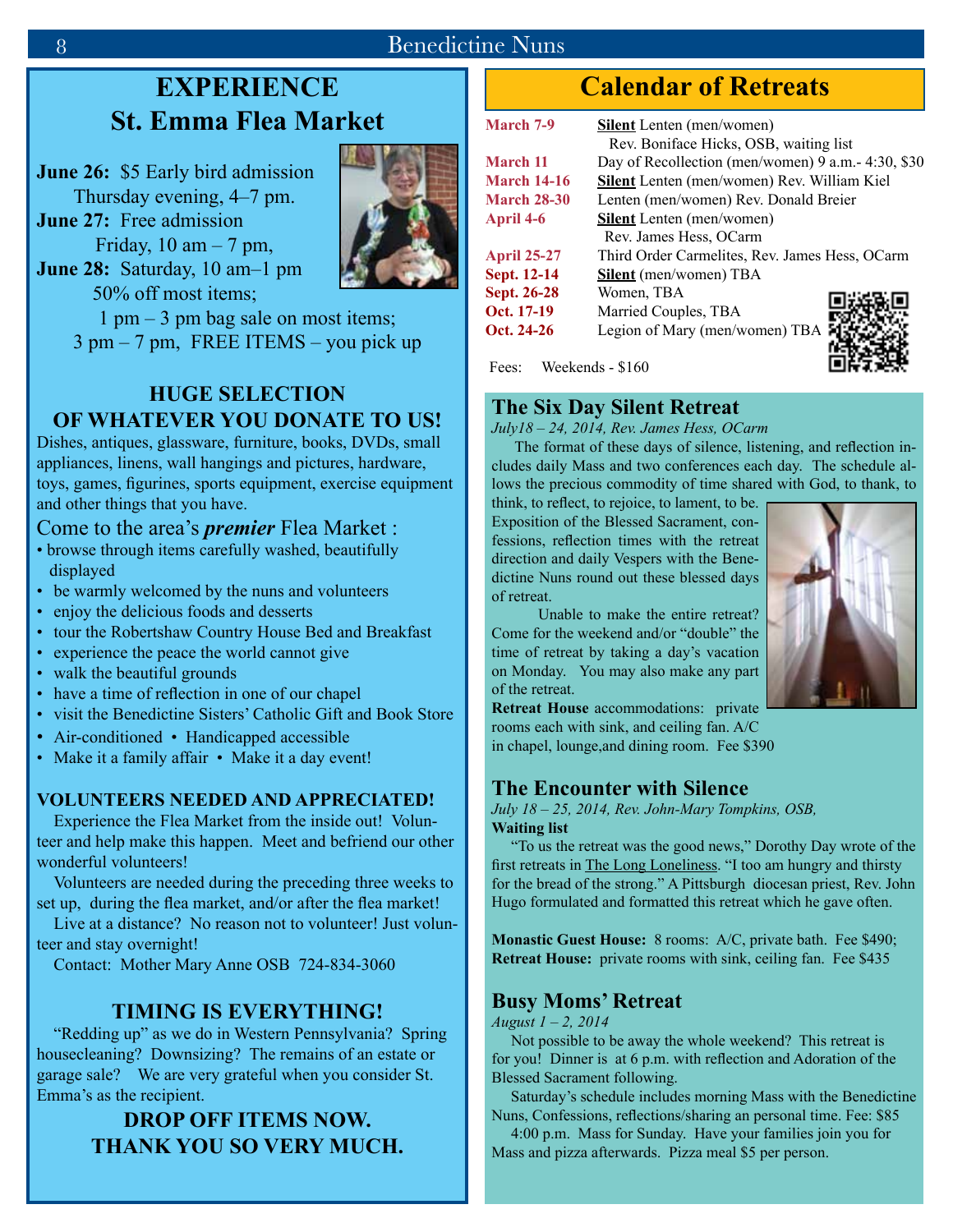# EXPERIENCE St. Emma Flea Market

**June 26:** $5 Early bird admission
Thursday evening, 4–7 pm.

**June 27:** Free admission
Friday, 10 am – 7 pm,

**June 28:** Saturday, 10 am–1 pm
50% off most items;
1 pm – 3 pm bag sale on most items;
3 pm – 7 pm, FREE ITEMS – you pick up

### HUGE SELECTION OF WHATEVER YOU DONATE TO US!

Dishes, antiques, glassware, furniture, books, DVDs, small appliances, linens, wall hangings and pictures, hardware, toys, games, figurines, sports equipment, exercise equipment and other things that you have.

Come to the area's ***premier*** Flea Market :

- browse through items carefully washed, beautifully displayed
- be warmly welcomed by the nuns and volunteers
- enjoy the delicious foods and desserts
- tour the Robertshaw Country House Bed and Breakfast
- experience the peace the world cannot give
- walk the beautiful grounds
- have a time of reflection in one of our chapel
- visit the Benedictine Sisters' Catholic Gift and Book Store
- Air-conditioned • Handicapped accessible
- Make it a family affair • Make it a day event!

**VOLUNTEERS NEEDED AND APPRECIATED!**

Experience the Flea Market from the inside out! Volunteer and help make this happen. Meet and befriend our other wonderful volunteers!

Volunteers are needed during the preceding three weeks to set up, during the flea market, and/or after the flea market!

Live at a distance? No reason not to volunteer! Just volunteer and stay overnight!

Contact: Mother Mary Anne OSB 724-834-3060

### TIMING IS EVERYTHING!

"Redding up" as we do in Western Pennsylvania? Spring housecleaning? Downsizing? The remains of an estate or garage sale? We are very grateful when you consider St. Emma's as the recipient.

**DROP OFF ITEMS NOW.**
**THANK YOU SO VERY MUCH.**

# Calendar of Retreats

| | |
|---|---|
| **March 7-9** | **Silent** Lenten (men/women) Rev. Boniface Hicks, OSB, waiting list |
| **March 11** | Day of Recollection (men/women) 9 a.m.- 4:30, $30 |
| **March 14-16** | **Silent** Lenten (men/women) Rev. William Kiel |
| **March 28-30** | Lenten (men/women) Rev. Donald Breier |
| **April 4-6** | **Silent** Lenten (men/women) Rev. James Hess, OCarm |
| **April 25-27** | Third Order Carmelites, Rev. James Hess, OCarm |
| **Sept. 12-14** | **Silent** (men/women) TBA |
| **Sept. 26-28** | Women, TBA |
| **Oct. 17-19** | Married Couples, TBA |
| **Oct. 24-26** | Legion of Mary (men/women) TBA |

Fees: Weekends - $160

## The Six Day Silent Retreat

*July18 – 24, 2014, Rev. James Hess, OCarm*

The format of these days of silence, listening, and reflection includes daily Mass and two conferences each day. The schedule allows the precious commodity of time shared with God, to thank, to think, to reflect, to rejoice, to lament, to be. Exposition of the Blessed Sacrament, confessions, reflection times with the retreat direction and daily Vespers with the Benedictine Nuns round out these blessed days of retreat.

Unable to make the entire retreat? Come for the weekend and/or "double" the time of retreat by taking a day's vacation on Monday. You may also make any part of the retreat.

**Retreat House** accommodations: private rooms each with sink, and ceiling fan. A/C in chapel, lounge,and dining room. Fee $390

## The Encounter with Silence

*July 18 – 25, 2014, Rev. John-Mary Tompkins, OSB,*
**Waiting list**

"To us the retreat was the good news," Dorothy Day wrote of the first retreats in The Long Loneliness. "I too am hungry and thirsty for the bread of the strong." A Pittsburgh diocesan priest, Rev. John Hugo formulated and formatted this retreat which he gave often.

**Monastic Guest House:** 8 rooms: A/C, private bath. Fee $490;
**Retreat House:** private rooms with sink, ceiling fan. Fee $435

## Busy Moms' Retreat

*August 1 – 2, 2014*

Not possible to be away the whole weekend? This retreat is for you! Dinner is at 6 p.m. with reflection and Adoration of the Blessed Sacrament following.

Saturday's schedule includes morning Mass with the Benedictine Nuns, Confessions, reflections/sharing an personal time. Fee: $85

4:00 p.m. Mass for Sunday. Have your families join you for Mass and pizza afterwards. Pizza meal $5 per person.